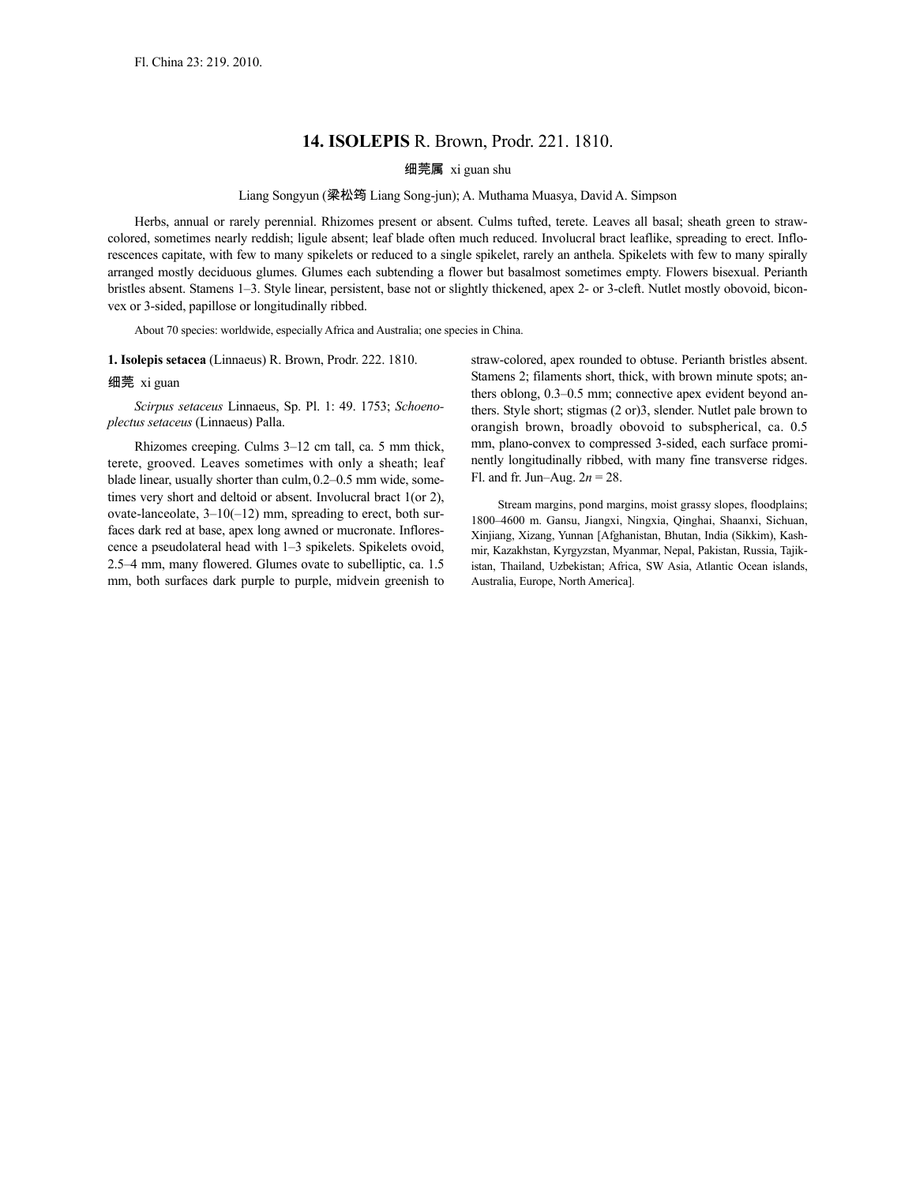Fl. China 23: 219. 2010.

## 14. ISOLEPIS R. Brown, Prodr. 221. 1810.

细莞属 xi guan shu

Liang Songyun (梁松筠 Liang Song-jun); A. Muthama Muasya, David A. Simpson

Herbs, annual or rarely perennial. Rhizomes present or absent. Culms tufted, terete. Leaves all basal; sheath green to straw-colored, sometimes nearly reddish; ligule absent; leaf blade often much reduced. Involucral bract leaflike, spreading to erect. Inflorescences capitate, with few to many spikelets or reduced to a single spikelet, rarely an anthela. Spikelets with few to many spirally arranged mostly deciduous glumes. Glumes each subtending a flower but basalmost sometimes empty. Flowers bisexual. Perianth bristles absent. Stamens 1–3. Style linear, persistent, base not or slightly thickened, apex 2- or 3-cleft. Nutlet mostly obovoid, biconvex or 3-sided, papillose or longitudinally ribbed.

About 70 species: worldwide, especially Africa and Australia; one species in China.

**1. Isolepis setacea** (Linnaeus) R. Brown, Prodr. 222. 1810.

细莞 xi guan

*Scirpus setaceus* Linnaeus, Sp. Pl. 1: 49. 1753; *Schoenoplectus setaceus* (Linnaeus) Palla.

Rhizomes creeping. Culms 3–12 cm tall, ca. 5 mm thick, terete, grooved. Leaves sometimes with only a sheath; leaf blade linear, usually shorter than culm, 0.2–0.5 mm wide, sometimes very short and deltoid or absent. Involucral bract 1(or 2), ovate-lanceolate, 3–10(–12) mm, spreading to erect, both surfaces dark red at base, apex long awned or mucronate. Inflorescence a pseudolateral head with 1–3 spikelets. Spikelets ovoid, 2.5–4 mm, many flowered. Glumes ovate to subelliptic, ca. 1.5 mm, both surfaces dark purple to purple, midvein greenish to straw-colored, apex rounded to obtuse. Perianth bristles absent. Stamens 2; filaments short, thick, with brown minute spots; anthers oblong, 0.3–0.5 mm; connective apex evident beyond anthers. Style short; stigmas (2 or)3, slender. Nutlet pale brown to orangish brown, broadly obovoid to subspherical, ca. 0.5 mm, plano-convex to compressed 3-sided, each surface prominently longitudinally ribbed, with many fine transverse ridges. Fl. and fr. Jun–Aug. $2n = 28$.

Stream margins, pond margins, moist grassy slopes, floodplains; 1800–4600 m. Gansu, Jiangxi, Ningxia, Qinghai, Shaanxi, Sichuan, Xinjiang, Xizang, Yunnan [Afghanistan, Bhutan, India (Sikkim), Kashmir, Kazakhstan, Kyrgyzstan, Myanmar, Nepal, Pakistan, Russia, Tajikistan, Thailand, Uzbekistan; Africa, SW Asia, Atlantic Ocean islands, Australia, Europe, North America].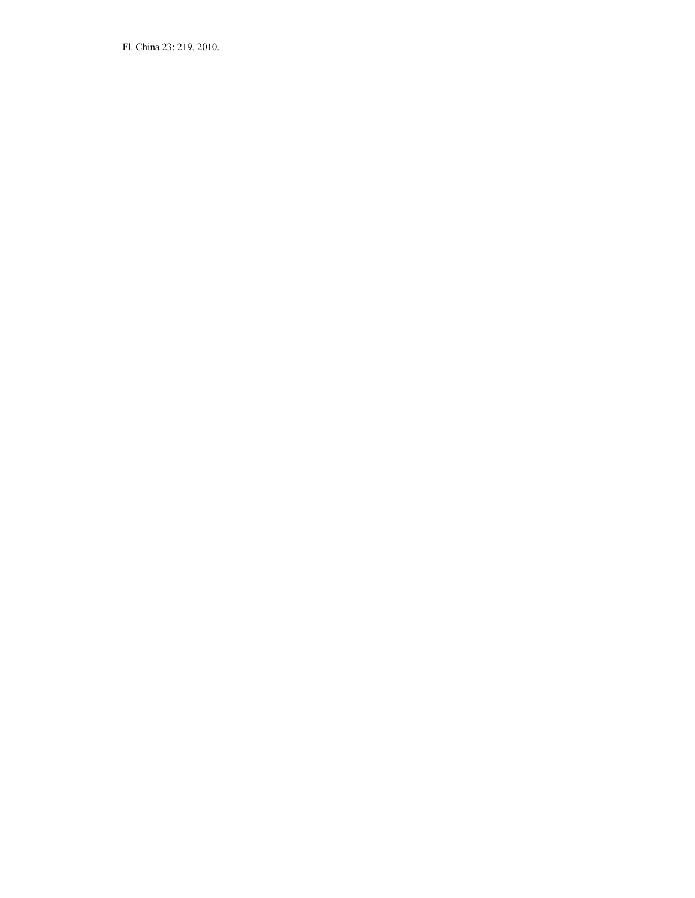Fl. China 23: 219. 2010.